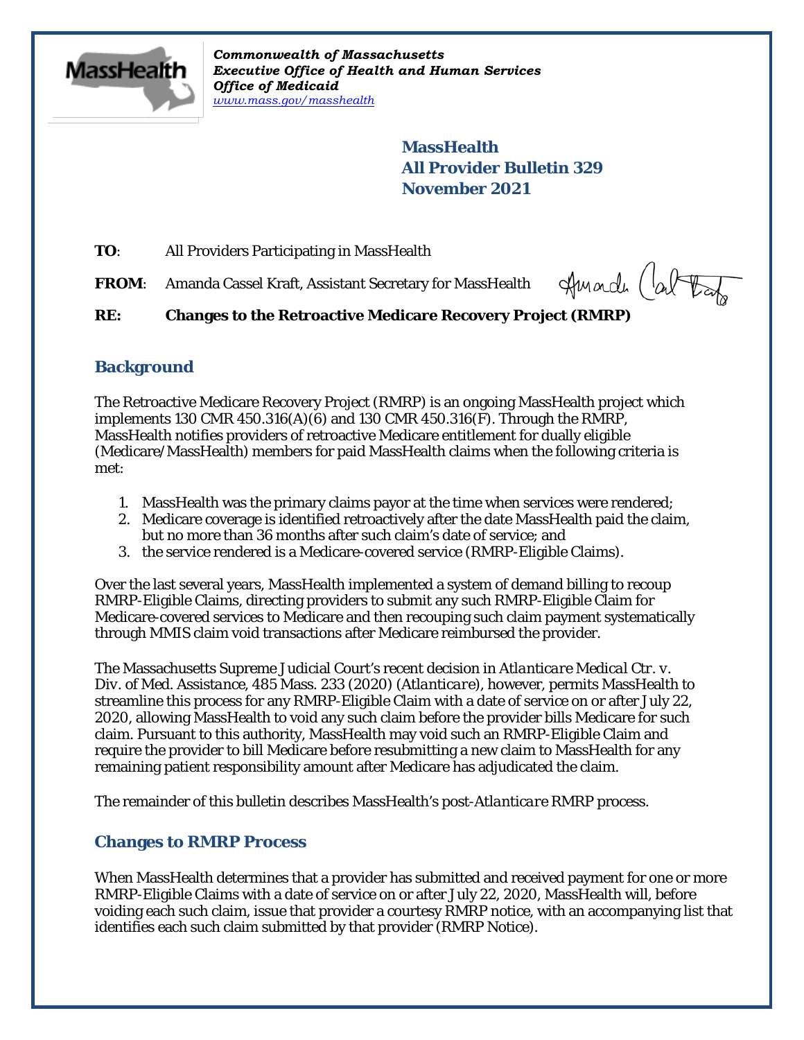Commonwealth of Massachusetts
Executive Office of Health and Human Services
Office of Medicaid
www.mass.gov/masshealth

# MassHealth All Provider Bulletin 329 November 2021

**TO**: All Providers Participating in MassHealth

**FROM**: Amanda Cassel Kraft, Assistant Secretary for MassHealth

**RE: Changes to the Retroactive Medicare Recovery Project (RMRP)**

## Background

The Retroactive Medicare Recovery Project (RMRP) is an ongoing MassHealth project which implements 130 CMR 450.316(A)(6) and 130 CMR 450.316(F). Through the RMRP, MassHealth notifies providers of retroactive Medicare entitlement for dually eligible (Medicare/MassHealth) members for paid MassHealth claims when the following criteria is met:

1. MassHealth was the primary claims payor at the time when services were rendered;
2. Medicare coverage is identified retroactively after the date MassHealth paid the claim, but no more than 36 months after such claim's date of service; and
3. the service rendered is a Medicare-covered service (RMRP-Eligible Claims).

Over the last several years, MassHealth implemented a system of demand billing to recoup RMRP-Eligible Claims, directing providers to submit any such RMRP-Eligible Claim for Medicare-covered services to Medicare and then recouping such claim payment systematically through MMIS claim void transactions after Medicare reimbursed the provider.

The Massachusetts Supreme Judicial Court's recent decision in *Atlanticare Medical Ctr. v. Div. of Med. Assistance*, 485 Mass. 233 (2020) (*Atlanticare*), however, permits MassHealth to streamline this process for any RMRP-Eligible Claim with a date of service on or after July 22, 2020, allowing MassHealth to void any such claim before the provider bills Medicare for such claim. Pursuant to this authority, MassHealth may void such an RMRP-Eligible Claim and require the provider to bill Medicare before resubmitting a new claim to MassHealth for any remaining patient responsibility amount after Medicare has adjudicated the claim.

The remainder of this bulletin describes MassHealth's post-*Atlanticare* RMRP process.

## Changes to RMRP Process

When MassHealth determines that a provider has submitted and received payment for one or more RMRP-Eligible Claims with a date of service on or after July 22, 2020, MassHealth will, before voiding each such claim, issue that provider a courtesy RMRP notice, with an accompanying list that identifies each such claim submitted by that provider (RMRP Notice).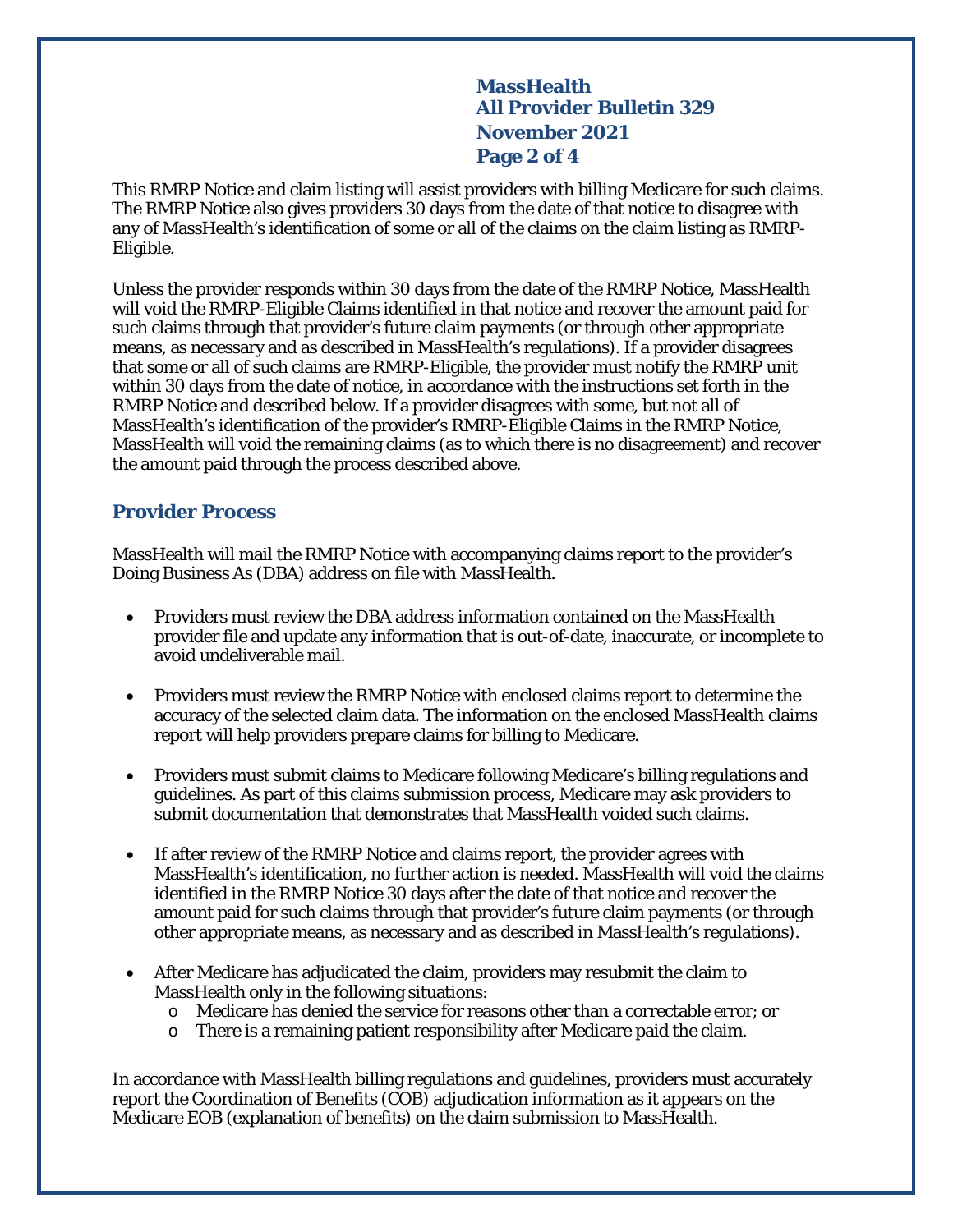This RMRP Notice and claim listing will assist providers with billing Medicare for such claims. The RMRP Notice also gives providers 30 days from the date of that notice to disagree with any of MassHealth's identification of some or all of the claims on the claim listing as RMRP-Eligible.

Unless the provider responds within 30 days from the date of the RMRP Notice, MassHealth will void the RMRP-Eligible Claims identified in that notice and recover the amount paid for such claims through that provider's future claim payments (or through other appropriate means, as necessary and as described in MassHealth's regulations). If a provider disagrees that some or all of such claims are RMRP-Eligible, the provider must notify the RMRP unit within 30 days from the date of notice, in accordance with the instructions set forth in the RMRP Notice and described below. If a provider disagrees with some, but not all of MassHealth's identification of the provider's RMRP-Eligible Claims in the RMRP Notice, MassHealth will void the remaining claims (as to which there is no disagreement) and recover the amount paid through the process described above.

## Provider Process

MassHealth will mail the RMRP Notice with accompanying claims report to the provider's Doing Business As (DBA) address on file with MassHealth.

- Providers must review the DBA address information contained on the MassHealth provider file and update any information that is out-of-date, inaccurate, or incomplete to avoid undeliverable mail.
- Providers must review the RMRP Notice with enclosed claims report to determine the accuracy of the selected claim data. The information on the enclosed MassHealth claims report will help providers prepare claims for billing to Medicare.
- Providers must submit claims to Medicare following Medicare's billing regulations and guidelines. As part of this claims submission process, Medicare may ask providers to submit documentation that demonstrates that MassHealth voided such claims.
- If after review of the RMRP Notice and claims report, the provider agrees with MassHealth's identification, no further action is needed. MassHealth will void the claims identified in the RMRP Notice 30 days after the date of that notice and recover the amount paid for such claims through that provider's future claim payments (or through other appropriate means, as necessary and as described in MassHealth's regulations).
- After Medicare has adjudicated the claim, providers may resubmit the claim to MassHealth only in the following situations:
  - Medicare has denied the service for reasons other than a correctable error; or
  - There is a remaining patient responsibility after Medicare paid the claim.

In accordance with MassHealth billing regulations and guidelines, providers must accurately report the Coordination of Benefits (COB) adjudication information as it appears on the Medicare EOB (explanation of benefits) on the claim submission to MassHealth.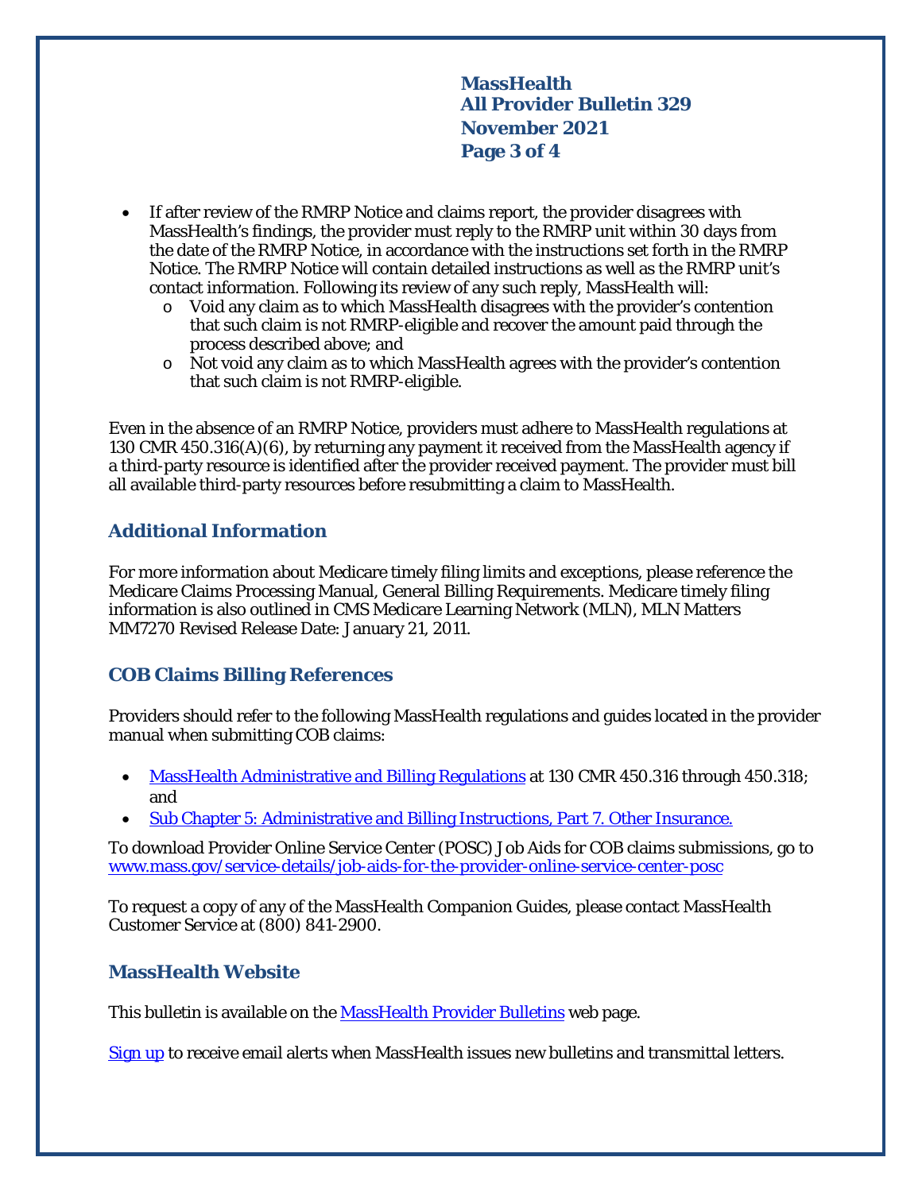- If after review of the RMRP Notice and claims report, the provider disagrees with MassHealth's findings, the provider must reply to the RMRP unit within 30 days from the date of the RMRP Notice, in accordance with the instructions set forth in the RMRP Notice. The RMRP Notice will contain detailed instructions as well as the RMRP unit's contact information. Following its review of any such reply, MassHealth will:
  - Void any claim as to which MassHealth disagrees with the provider's contention that such claim is not RMRP-eligible and recover the amount paid through the process described above; and
  - Not void any claim as to which MassHealth agrees with the provider's contention that such claim is not RMRP-eligible.

Even in the absence of an RMRP Notice, providers must adhere to MassHealth regulations at 130 CMR 450.316(A)(6), by returning any payment it received from the MassHealth agency if a third-party resource is identified after the provider received payment. The provider must bill all available third-party resources before resubmitting a claim to MassHealth.

## Additional Information

For more information about Medicare timely filing limits and exceptions, please reference the Medicare Claims Processing Manual, General Billing Requirements. Medicare timely filing information is also outlined in CMS Medicare Learning Network (MLN), MLN Matters MM7270 Revised Release Date: January 21, 2011.

## COB Claims Billing References

Providers should refer to the following MassHealth regulations and guides located in the provider manual when submitting COB claims:

- MassHealth Administrative and Billing Regulations at 130 CMR 450.316 through 450.318; and
- Sub Chapter 5: Administrative and Billing Instructions, Part 7. Other Insurance.

To download Provider Online Service Center (POSC) Job Aids for COB claims submissions, go to www.mass.gov/service-details/job-aids-for-the-provider-online-service-center-posc

To request a copy of any of the MassHealth Companion Guides, please contact MassHealth Customer Service at (800) 841-2900.

## MassHealth Website

This bulletin is available on the MassHealth Provider Bulletins web page.

Sign up to receive email alerts when MassHealth issues new bulletins and transmittal letters.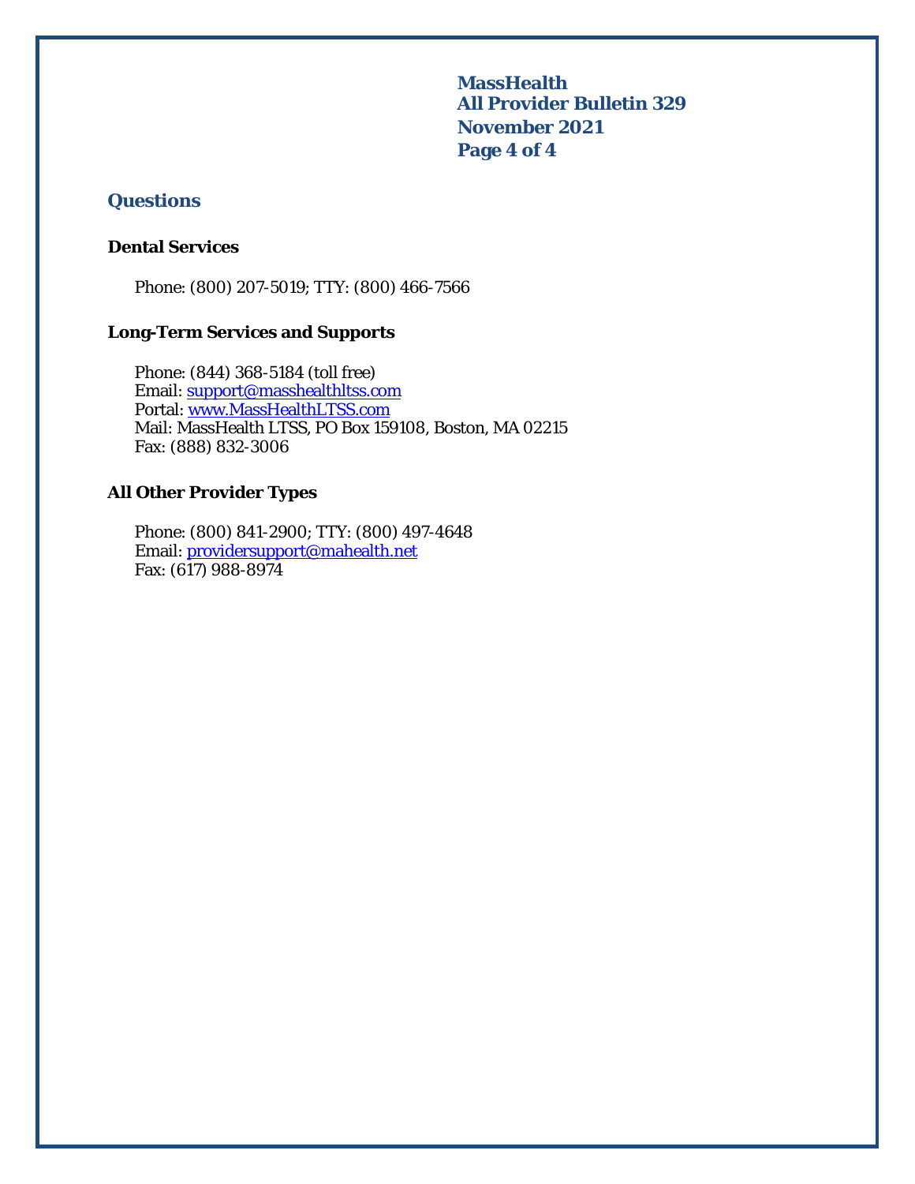## Questions

### Dental Services

Phone: (800) 207-5019; TTY: (800) 466-7566

### Long-Term Services and Supports

Phone: (844) 368-5184 (toll free)
Email: support@masshealthltss.com
Portal: www.MassHealthLTSS.com
Mail: MassHealth LTSS, PO Box 159108, Boston, MA 02215
Fax: (888) 832-3006

### All Other Provider Types

Phone: (800) 841-2900; TTY: (800) 497-4648
Email: providersupport@mahealth.net
Fax: (617) 988-8974